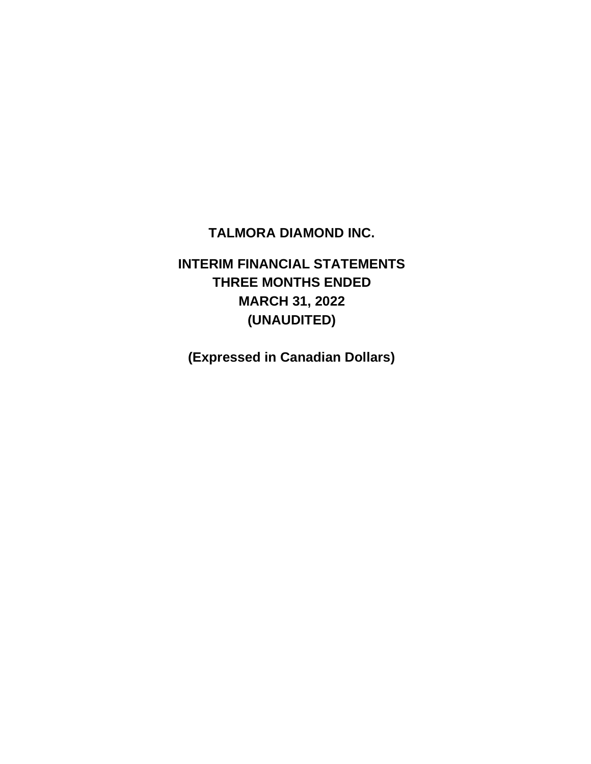# TALMORA DIAMOND INC.

## INTERIM FINANCIAL STATEMENTS
## THREE MONTHS ENDED
## MARCH 31, 2022
## (UNAUDITED)

**(Expressed in Canadian Dollars)**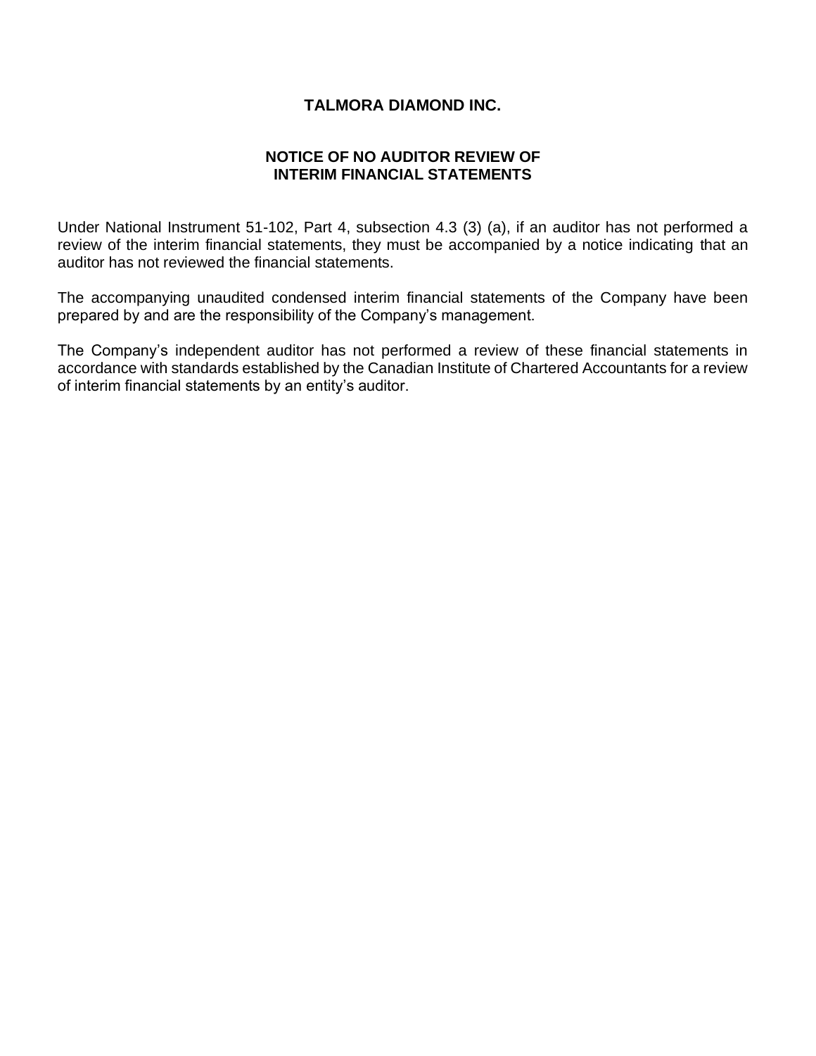# TALMORA DIAMOND INC.

## NOTICE OF NO AUDITOR REVIEW OF INTERIM FINANCIAL STATEMENTS

Under National Instrument 51-102, Part 4, subsection 4.3 (3) (a), if an auditor has not performed a review of the interim financial statements, they must be accompanied by a notice indicating that an auditor has not reviewed the financial statements.

The accompanying unaudited condensed interim financial statements of the Company have been prepared by and are the responsibility of the Company's management.

The Company's independent auditor has not performed a review of these financial statements in accordance with standards established by the Canadian Institute of Chartered Accountants for a review of interim financial statements by an entity's auditor.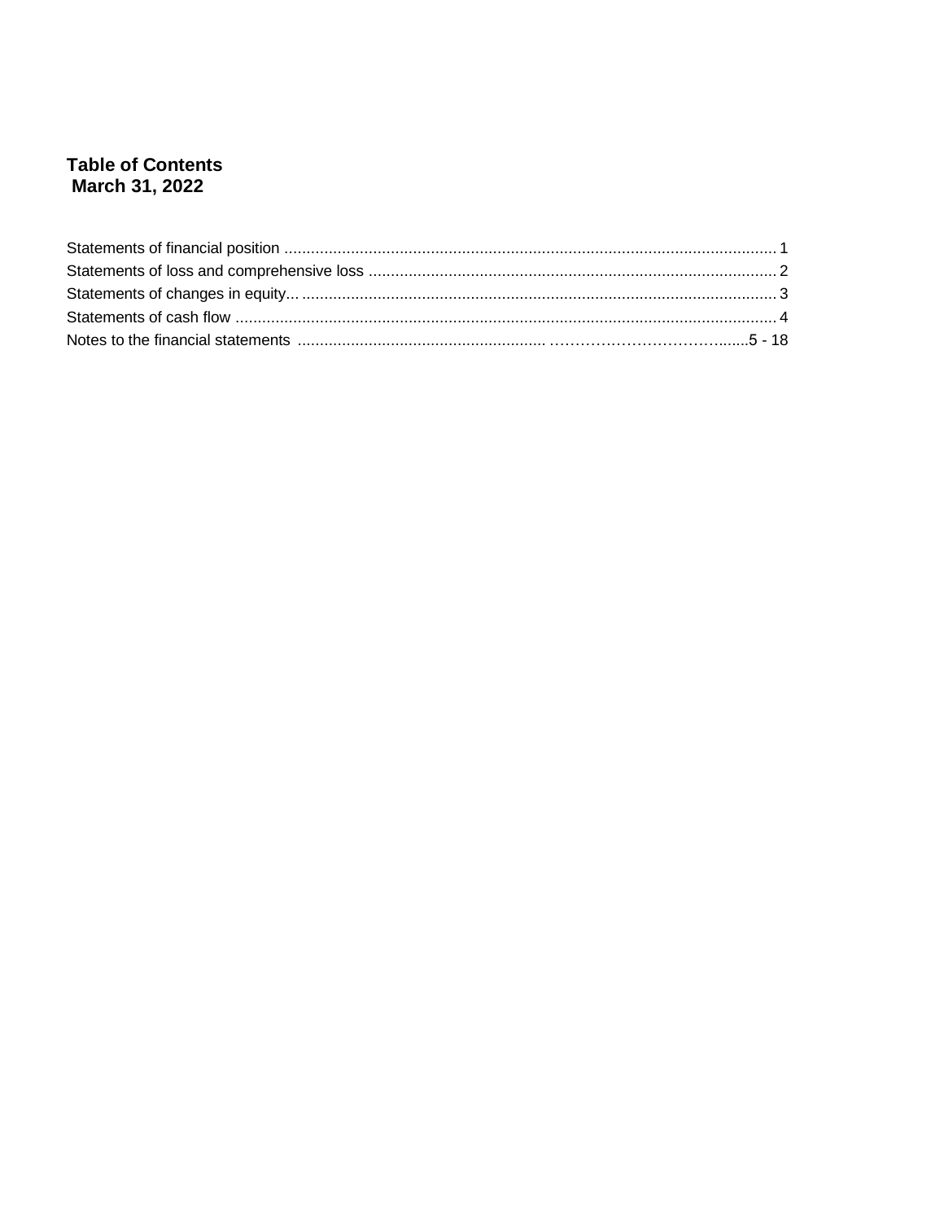# Table of Contents
## March 31, 2022

| | |
|---|---|
| Statements of financial position | 1 |
| Statements of loss and comprehensive loss | 2 |
| Statements of changes in equity | 3 |
| Statements of cash flow | 4 |
| Notes to the financial statements | 5 - 18 |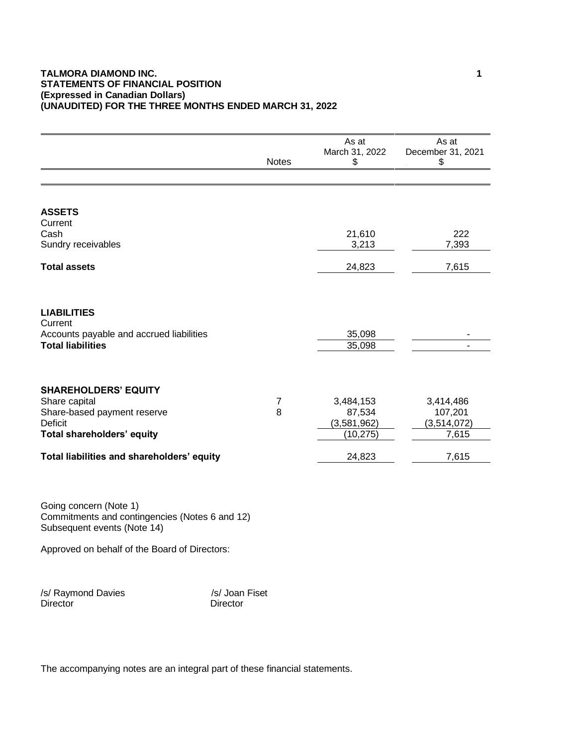**TALMORA DIAMOND INC.**
**STATEMENTS OF FINANCIAL POSITION**
**(Expressed in Canadian Dollars)**
**(UNAUDITED) FOR THE THREE MONTHS ENDED MARCH 31, 2022**

| | Notes | As at March 31, 2022 $ | As at December 31, 2021 $ |
|---|---|---|---|
| **ASSETS** | | | |
| Current | | | |
| Cash | | 21,610 | 222 |
| Sundry receivables | | 3,213 | 7,393 |
| **Total assets** | | 24,823 | 7,615 |
| **LIABILITIES** | | | |
| Current | | | |
| Accounts payable and accrued liabilities | | 35,098 | - |
| **Total liabilities** | | 35,098 | - |
| **SHAREHOLDERS' EQUITY** | | | |
| Share capital | 7 | 3,484,153 | 3,414,486 |
| Share-based payment reserve | 8 | 87,534 | 107,201 |
| Deficit | | (3,581,962) | (3,514,072) |
| **Total shareholders' equity** | | (10,275) | 7,615 |
| **Total liabilities and shareholders' equity** | | 24,823 | 7,615 |

Going concern (Note 1)
Commitments and contingencies (Notes 6 and 12)
Subsequent events (Note 14)

Approved on behalf of the Board of Directors:

/s/ Raymond Davies
Director

/s/ Joan Fiset
Director

The accompanying notes are an integral part of these financial statements.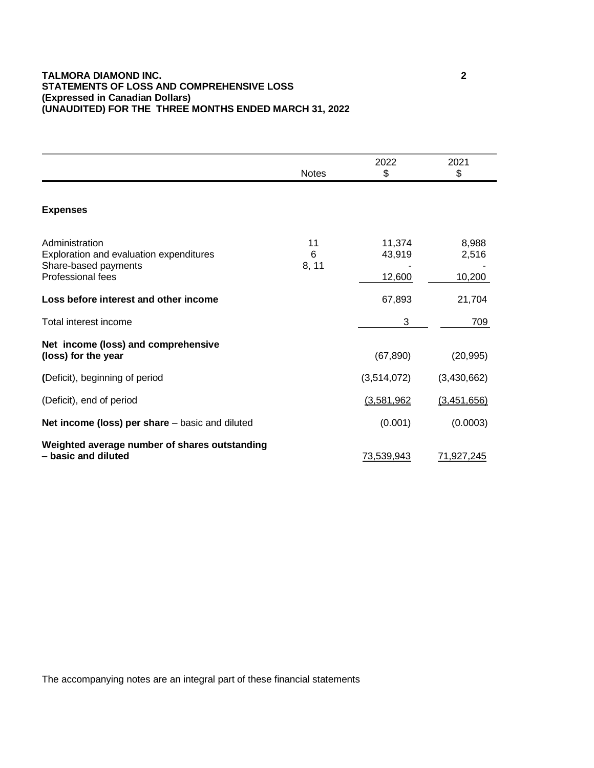**TALMORA DIAMOND INC.**
**STATEMENTS OF LOSS AND COMPREHENSIVE LOSS**
**(Expressed in Canadian Dollars)**
**(UNAUDITED) FOR THE THREE MONTHS ENDED MARCH 31, 2022**

| | Notes | 2022 $ | 2021 $ |
|---|---|---|---|
| **Expenses** | | | |
| Administration | 11 | 11,374 | 8,988 |
| Exploration and evaluation expenditures | 6 | 43,919 | 2,516 |
| Share-based payments | 8, 11 | - | - |
| Professional fees | | 12,600 | 10,200 |
| **Loss before interest and other income** | | 67,893 | 21,704 |
| Total interest income | | 3 | 709 |
| **Net income (loss) and comprehensive (loss) for the year** | | (67,890) | (20,995) |
| **(**Deficit), beginning of period | | (3,514,072) | (3,430,662) |
| (Deficit), end of period | | (3,581,962 | (3,451,656) |
| **Net income (loss) per share** – basic and diluted | | (0.001) | (0.0003) |
| **Weighted average number of shares outstanding – basic and diluted** | | 73,539,943 | 71,927,245 |

The accompanying notes are an integral part of these financial statements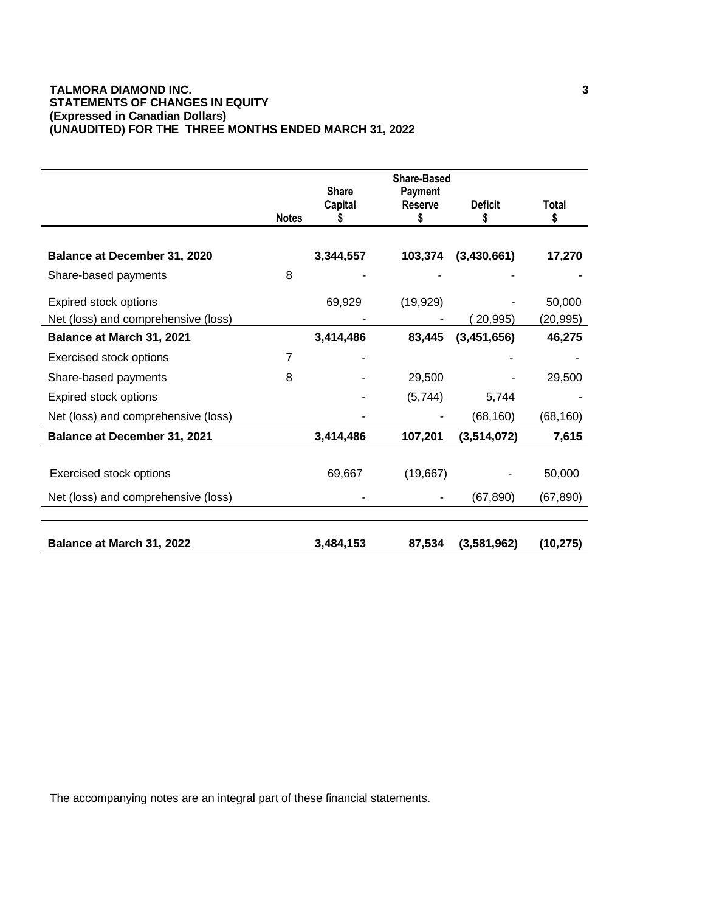**TALMORA DIAMOND INC.**
**STATEMENTS OF CHANGES IN EQUITY**
**(Expressed in Canadian Dollars)**
**(UNAUDITED) FOR THE THREE MONTHS ENDED MARCH 31, 2022**

| | Notes | Share Capital $ | Share-Based Payment Reserve $ | Deficit $ | Total $ |
|---|---|---|---|---|---|
| **Balance at December 31, 2020** | | **3,344,557** | **103,374** | **(3,430,661)** | **17,270** |
| Share-based payments | 8 | - | - | - | - |
| Expired stock options | | 69,929 | (19,929) | - | 50,000 |
| Net (loss) and comprehensive (loss) | | - | - | ( 20,995) | (20,995) |
| **Balance at March 31, 2021** | | **3,414,486** | **83,445** | **(3,451,656)** | **46,275** |
| Exercised stock options | 7 | - | | - | - |
| Share-based payments | 8 | - | 29,500 | - | 29,500 |
| Expired stock options | | - | (5,744) | 5,744 | - |
| Net (loss) and comprehensive (loss) | | - | - | (68,160) | (68,160) |
| **Balance at December 31, 2021** | | **3,414,486** | **107,201** | **(3,514,072)** | **7,615** |
| Exercised stock options | | 69,667 | (19,667) | - | 50,000 |
| Net (loss) and comprehensive (loss) | | - | - | (67,890) | (67,890) |
| **Balance at March 31, 2022** | | **3,484,153** | **87,534** | **(3,581,962)** | **(10,275)** |

The accompanying notes are an integral part of these financial statements.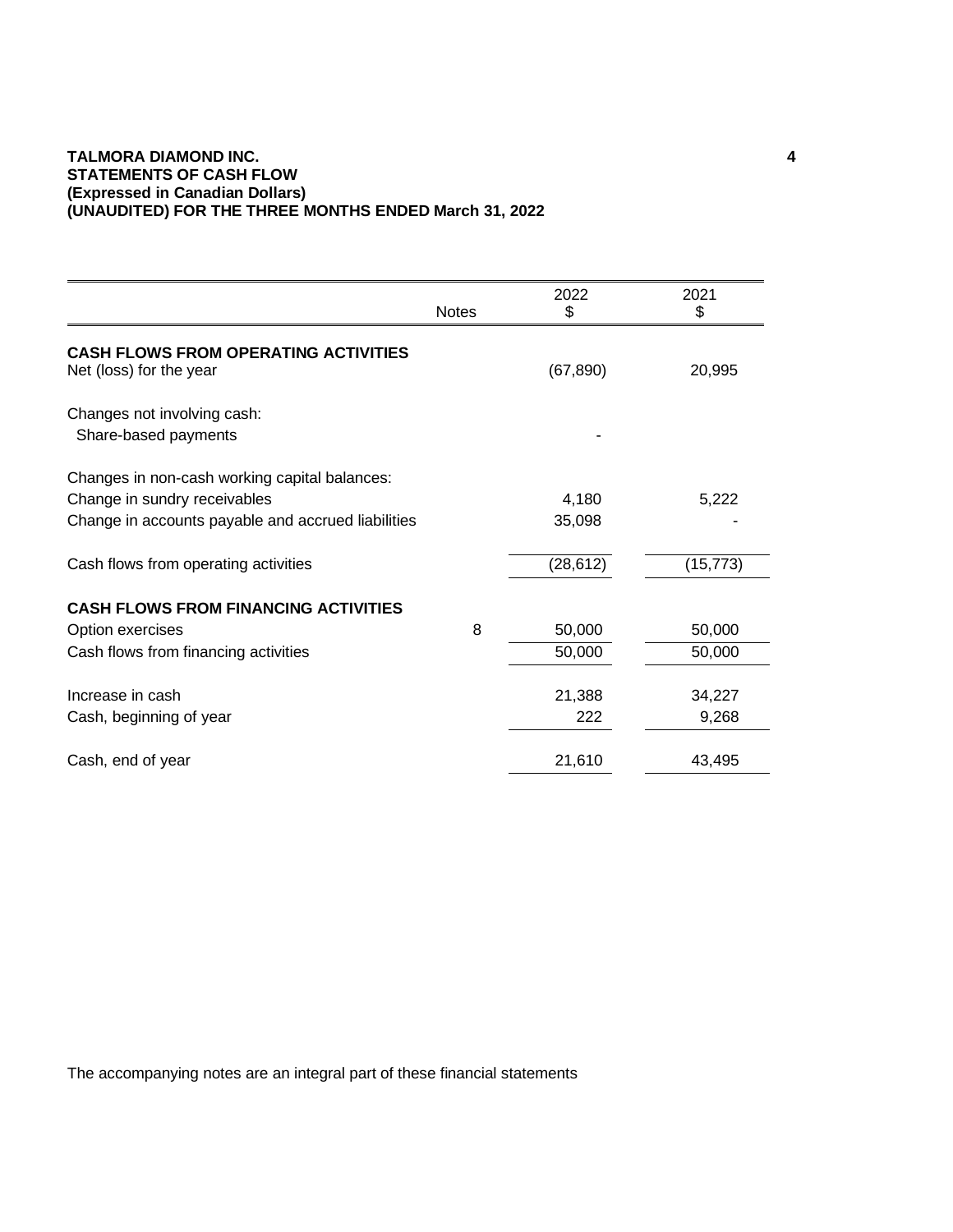**TALMORA DIAMOND INC.**
**STATEMENTS OF CASH FLOW**
**(Expressed in Canadian Dollars)**
**(UNAUDITED) FOR THE THREE MONTHS ENDED March 31, 2022**

| | Notes | 2022<br>$ | 2021<br>$ |
|---|---|---|---|
| **CASH FLOWS FROM OPERATING ACTIVITIES** | | | |
| Net (loss) for the year | | (67,890) | 20,995 |
| Changes not involving cash: | | | |
| Share-based payments | | - | |
| Changes in non-cash working capital balances: | | | |
| Change in sundry receivables | | 4,180 | 5,222 |
| Change in accounts payable and accrued liabilities | | 35,098 | - |
| Cash flows from operating activities | | (28,612) | (15,773) |
| **CASH FLOWS FROM FINANCING ACTIVITIES** | | | |
| Option exercises | 8 | 50,000 | 50,000 |
| Cash flows from financing activities | | 50,000 | 50,000 |
| Increase in cash | | 21,388 | 34,227 |
| Cash, beginning of year | | 222 | 9,268 |
| Cash, end of year | | 21,610 | 43,495 |

The accompanying notes are an integral part of these financial statements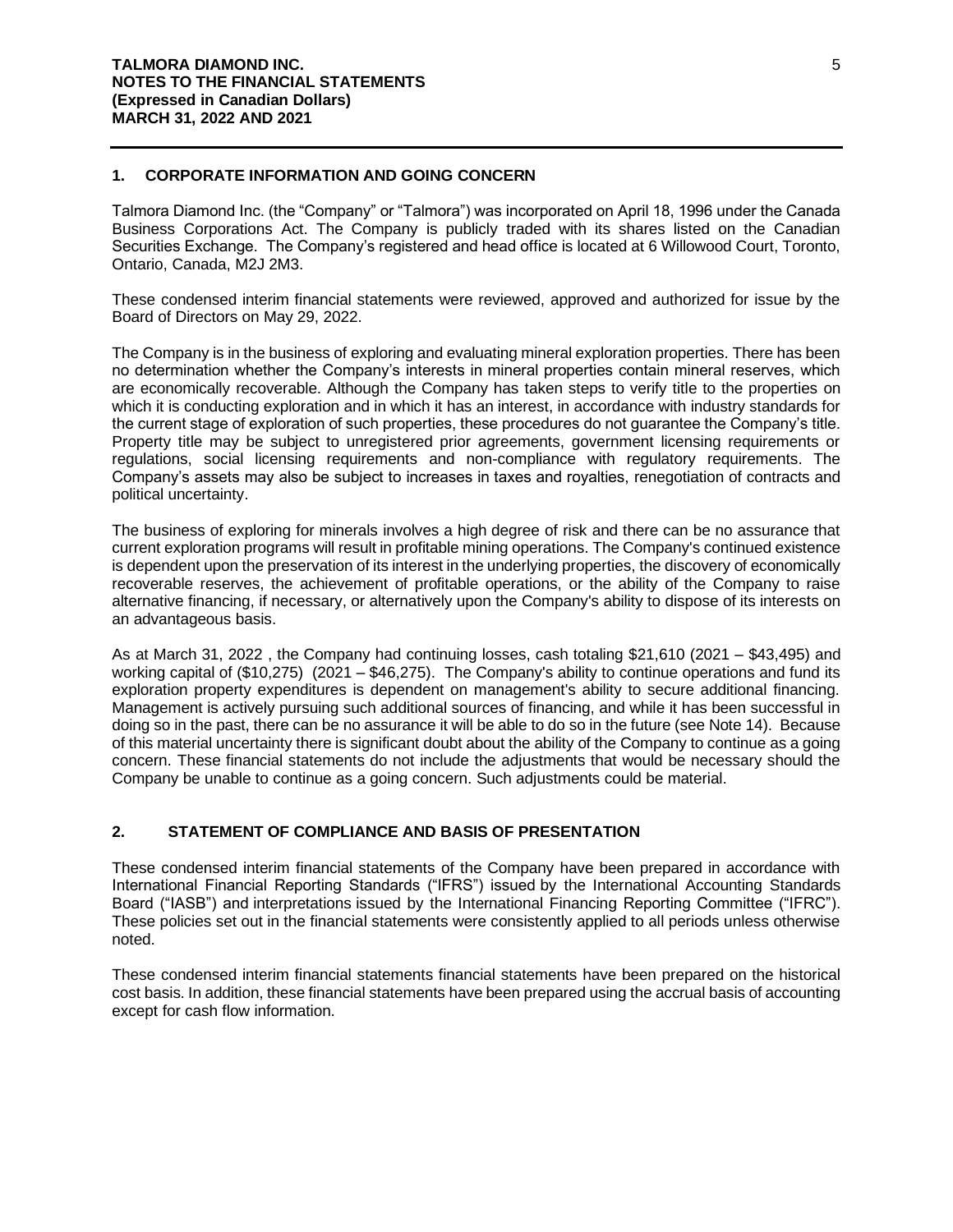## 1. CORPORATE INFORMATION AND GOING CONCERN

Talmora Diamond Inc. (the "Company" or "Talmora") was incorporated on April 18, 1996 under the Canada Business Corporations Act. The Company is publicly traded with its shares listed on the Canadian Securities Exchange. The Company's registered and head office is located at 6 Willowood Court, Toronto, Ontario, Canada, M2J 2M3.

These condensed interim financial statements were reviewed, approved and authorized for issue by the Board of Directors on May 29, 2022.

The Company is in the business of exploring and evaluating mineral exploration properties. There has been no determination whether the Company's interests in mineral properties contain mineral reserves, which are economically recoverable. Although the Company has taken steps to verify title to the properties on which it is conducting exploration and in which it has an interest, in accordance with industry standards for the current stage of exploration of such properties, these procedures do not guarantee the Company's title. Property title may be subject to unregistered prior agreements, government licensing requirements or regulations, social licensing requirements and non-compliance with regulatory requirements. The Company's assets may also be subject to increases in taxes and royalties, renegotiation of contracts and political uncertainty.

The business of exploring for minerals involves a high degree of risk and there can be no assurance that current exploration programs will result in profitable mining operations. The Company's continued existence is dependent upon the preservation of its interest in the underlying properties, the discovery of economically recoverable reserves, the achievement of profitable operations, or the ability of the Company to raise alternative financing, if necessary, or alternatively upon the Company's ability to dispose of its interests on an advantageous basis.

As at March 31, 2022 , the Company had continuing losses, cash totaling $21,610 (2021 – $43,495) and working capital of ($10,275) (2021 – $46,275). The Company's ability to continue operations and fund its exploration property expenditures is dependent on management's ability to secure additional financing. Management is actively pursuing such additional sources of financing, and while it has been successful in doing so in the past, there can be no assurance it will be able to do so in the future (see Note 14). Because of this material uncertainty there is significant doubt about the ability of the Company to continue as a going concern. These financial statements do not include the adjustments that would be necessary should the Company be unable to continue as a going concern. Such adjustments could be material.

## 2. STATEMENT OF COMPLIANCE AND BASIS OF PRESENTATION

These condensed interim financial statements of the Company have been prepared in accordance with International Financial Reporting Standards ("IFRS") issued by the International Accounting Standards Board ("IASB") and interpretations issued by the International Financing Reporting Committee ("IFRC"). These policies set out in the financial statements were consistently applied to all periods unless otherwise noted.

These condensed interim financial statements financial statements have been prepared on the historical cost basis. In addition, these financial statements have been prepared using the accrual basis of accounting except for cash flow information.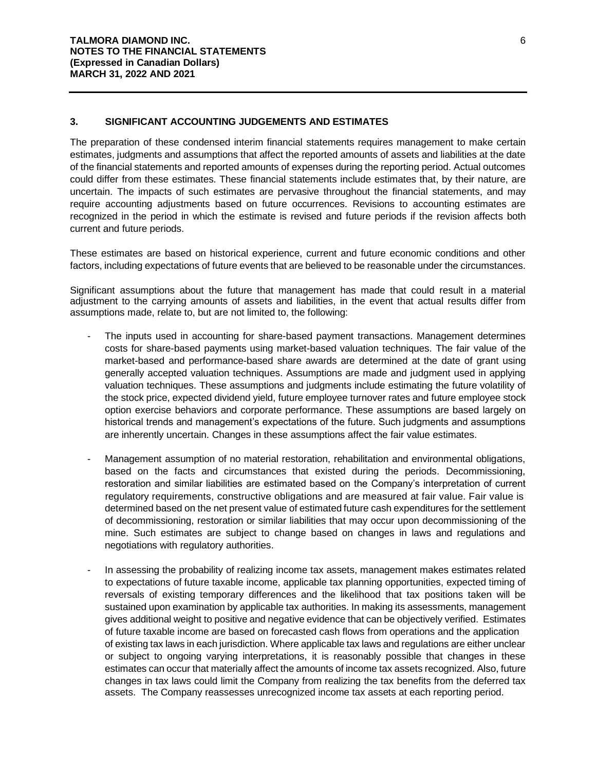## 3. SIGNIFICANT ACCOUNTING JUDGEMENTS AND ESTIMATES

The preparation of these condensed interim financial statements requires management to make certain estimates, judgments and assumptions that affect the reported amounts of assets and liabilities at the date of the financial statements and reported amounts of expenses during the reporting period. Actual outcomes could differ from these estimates. These financial statements include estimates that, by their nature, are uncertain. The impacts of such estimates are pervasive throughout the financial statements, and may require accounting adjustments based on future occurrences. Revisions to accounting estimates are recognized in the period in which the estimate is revised and future periods if the revision affects both current and future periods.

These estimates are based on historical experience, current and future economic conditions and other factors, including expectations of future events that are believed to be reasonable under the circumstances.

Significant assumptions about the future that management has made that could result in a material adjustment to the carrying amounts of assets and liabilities, in the event that actual results differ from assumptions made, relate to, but are not limited to, the following:

- The inputs used in accounting for share-based payment transactions. Management determines costs for share-based payments using market-based valuation techniques. The fair value of the market-based and performance-based share awards are determined at the date of grant using generally accepted valuation techniques. Assumptions are made and judgment used in applying valuation techniques. These assumptions and judgments include estimating the future volatility of the stock price, expected dividend yield, future employee turnover rates and future employee stock option exercise behaviors and corporate performance. These assumptions are based largely on historical trends and management's expectations of the future. Such judgments and assumptions are inherently uncertain. Changes in these assumptions affect the fair value estimates.

- Management assumption of no material restoration, rehabilitation and environmental obligations, based on the facts and circumstances that existed during the periods. Decommissioning, restoration and similar liabilities are estimated based on the Company's interpretation of current regulatory requirements, constructive obligations and are measured at fair value. Fair value is determined based on the net present value of estimated future cash expenditures for the settlement of decommissioning, restoration or similar liabilities that may occur upon decommissioning of the mine. Such estimates are subject to change based on changes in laws and regulations and negotiations with regulatory authorities.

- In assessing the probability of realizing income tax assets, management makes estimates related to expectations of future taxable income, applicable tax planning opportunities, expected timing of reversals of existing temporary differences and the likelihood that tax positions taken will be sustained upon examination by applicable tax authorities. In making its assessments, management gives additional weight to positive and negative evidence that can be objectively verified. Estimates of future taxable income are based on forecasted cash flows from operations and the application of existing tax laws in each jurisdiction. Where applicable tax laws and regulations are either unclear or subject to ongoing varying interpretations, it is reasonably possible that changes in these estimates can occur that materially affect the amounts of income tax assets recognized. Also, future changes in tax laws could limit the Company from realizing the tax benefits from the deferred tax assets. The Company reassesses unrecognized income tax assets at each reporting period.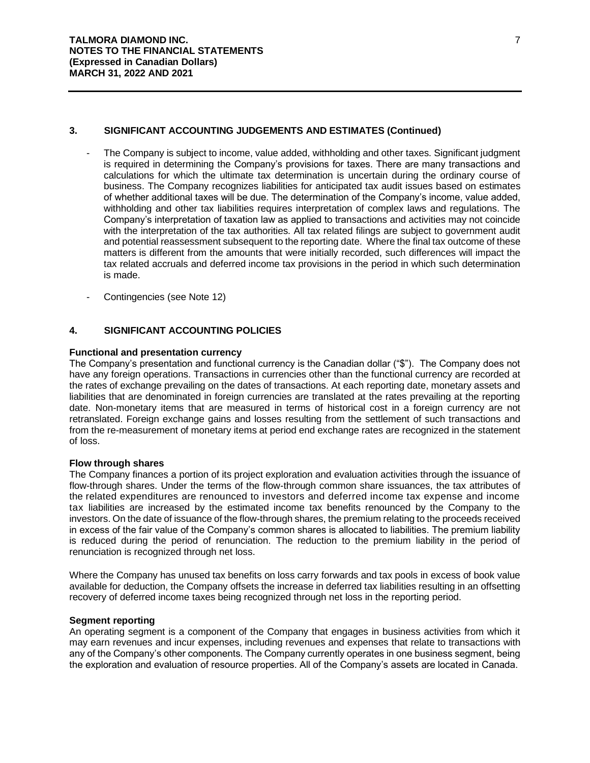## 3. SIGNIFICANT ACCOUNTING JUDGEMENTS AND ESTIMATES (Continued)

- The Company is subject to income, value added, withholding and other taxes. Significant judgment is required in determining the Company's provisions for taxes. There are many transactions and calculations for which the ultimate tax determination is uncertain during the ordinary course of business. The Company recognizes liabilities for anticipated tax audit issues based on estimates of whether additional taxes will be due. The determination of the Company's income, value added, withholding and other tax liabilities requires interpretation of complex laws and regulations. The Company's interpretation of taxation law as applied to transactions and activities may not coincide with the interpretation of the tax authorities. All tax related filings are subject to government audit and potential reassessment subsequent to the reporting date. Where the final tax outcome of these matters is different from the amounts that were initially recorded, such differences will impact the tax related accruals and deferred income tax provisions in the period in which such determination is made.

- Contingencies (see Note 12)

## 4. SIGNIFICANT ACCOUNTING POLICIES

### Functional and presentation currency

The Company's presentation and functional currency is the Canadian dollar ("$"). The Company does not have any foreign operations. Transactions in currencies other than the functional currency are recorded at the rates of exchange prevailing on the dates of transactions. At each reporting date, monetary assets and liabilities that are denominated in foreign currencies are translated at the rates prevailing at the reporting date. Non-monetary items that are measured in terms of historical cost in a foreign currency are not retranslated. Foreign exchange gains and losses resulting from the settlement of such transactions and from the re-measurement of monetary items at period end exchange rates are recognized in the statement of loss.

### Flow through shares

The Company finances a portion of its project exploration and evaluation activities through the issuance of flow-through shares. Under the terms of the flow-through common share issuances, the tax attributes of the related expenditures are renounced to investors and deferred income tax expense and income tax liabilities are increased by the estimated income tax benefits renounced by the Company to the investors. On the date of issuance of the flow-through shares, the premium relating to the proceeds received in excess of the fair value of the Company's common shares is allocated to liabilities. The premium liability is reduced during the period of renunciation. The reduction to the premium liability in the period of renunciation is recognized through net loss.

Where the Company has unused tax benefits on loss carry forwards and tax pools in excess of book value available for deduction, the Company offsets the increase in deferred tax liabilities resulting in an offsetting recovery of deferred income taxes being recognized through net loss in the reporting period.

### Segment reporting

An operating segment is a component of the Company that engages in business activities from which it may earn revenues and incur expenses, including revenues and expenses that relate to transactions with any of the Company's other components. The Company currently operates in one business segment, being the exploration and evaluation of resource properties. All of the Company's assets are located in Canada.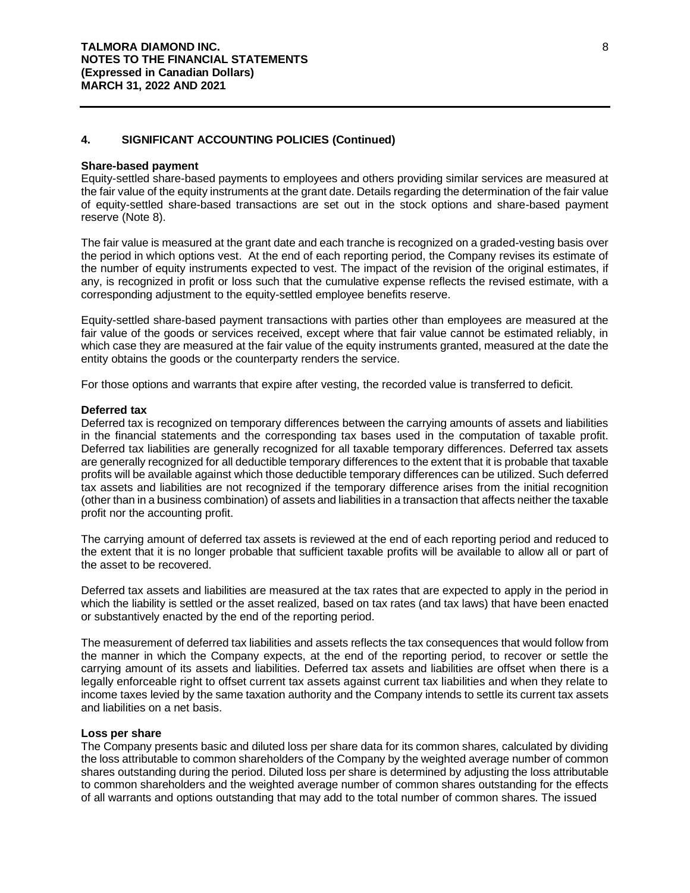## 4. SIGNIFICANT ACCOUNTING POLICIES (Continued)

**Share-based payment**

Equity-settled share-based payments to employees and others providing similar services are measured at the fair value of the equity instruments at the grant date. Details regarding the determination of the fair value of equity-settled share-based transactions are set out in the stock options and share-based payment reserve (Note 8).

The fair value is measured at the grant date and each tranche is recognized on a graded-vesting basis over the period in which options vest. At the end of each reporting period, the Company revises its estimate of the number of equity instruments expected to vest. The impact of the revision of the original estimates, if any, is recognized in profit or loss such that the cumulative expense reflects the revised estimate, with a corresponding adjustment to the equity-settled employee benefits reserve.

Equity-settled share-based payment transactions with parties other than employees are measured at the fair value of the goods or services received, except where that fair value cannot be estimated reliably, in which case they are measured at the fair value of the equity instruments granted, measured at the date the entity obtains the goods or the counterparty renders the service.

For those options and warrants that expire after vesting, the recorded value is transferred to deficit.

**Deferred tax**

Deferred tax is recognized on temporary differences between the carrying amounts of assets and liabilities in the financial statements and the corresponding tax bases used in the computation of taxable profit. Deferred tax liabilities are generally recognized for all taxable temporary differences. Deferred tax assets are generally recognized for all deductible temporary differences to the extent that it is probable that taxable profits will be available against which those deductible temporary differences can be utilized. Such deferred tax assets and liabilities are not recognized if the temporary difference arises from the initial recognition (other than in a business combination) of assets and liabilities in a transaction that affects neither the taxable profit nor the accounting profit.

The carrying amount of deferred tax assets is reviewed at the end of each reporting period and reduced to the extent that it is no longer probable that sufficient taxable profits will be available to allow all or part of the asset to be recovered.

Deferred tax assets and liabilities are measured at the tax rates that are expected to apply in the period in which the liability is settled or the asset realized, based on tax rates (and tax laws) that have been enacted or substantively enacted by the end of the reporting period.

The measurement of deferred tax liabilities and assets reflects the tax consequences that would follow from the manner in which the Company expects, at the end of the reporting period, to recover or settle the carrying amount of its assets and liabilities. Deferred tax assets and liabilities are offset when there is a legally enforceable right to offset current tax assets against current tax liabilities and when they relate to income taxes levied by the same taxation authority and the Company intends to settle its current tax assets and liabilities on a net basis.

**Loss per share**

The Company presents basic and diluted loss per share data for its common shares, calculated by dividing the loss attributable to common shareholders of the Company by the weighted average number of common shares outstanding during the period. Diluted loss per share is determined by adjusting the loss attributable to common shareholders and the weighted average number of common shares outstanding for the effects of all warrants and options outstanding that may add to the total number of common shares. The issued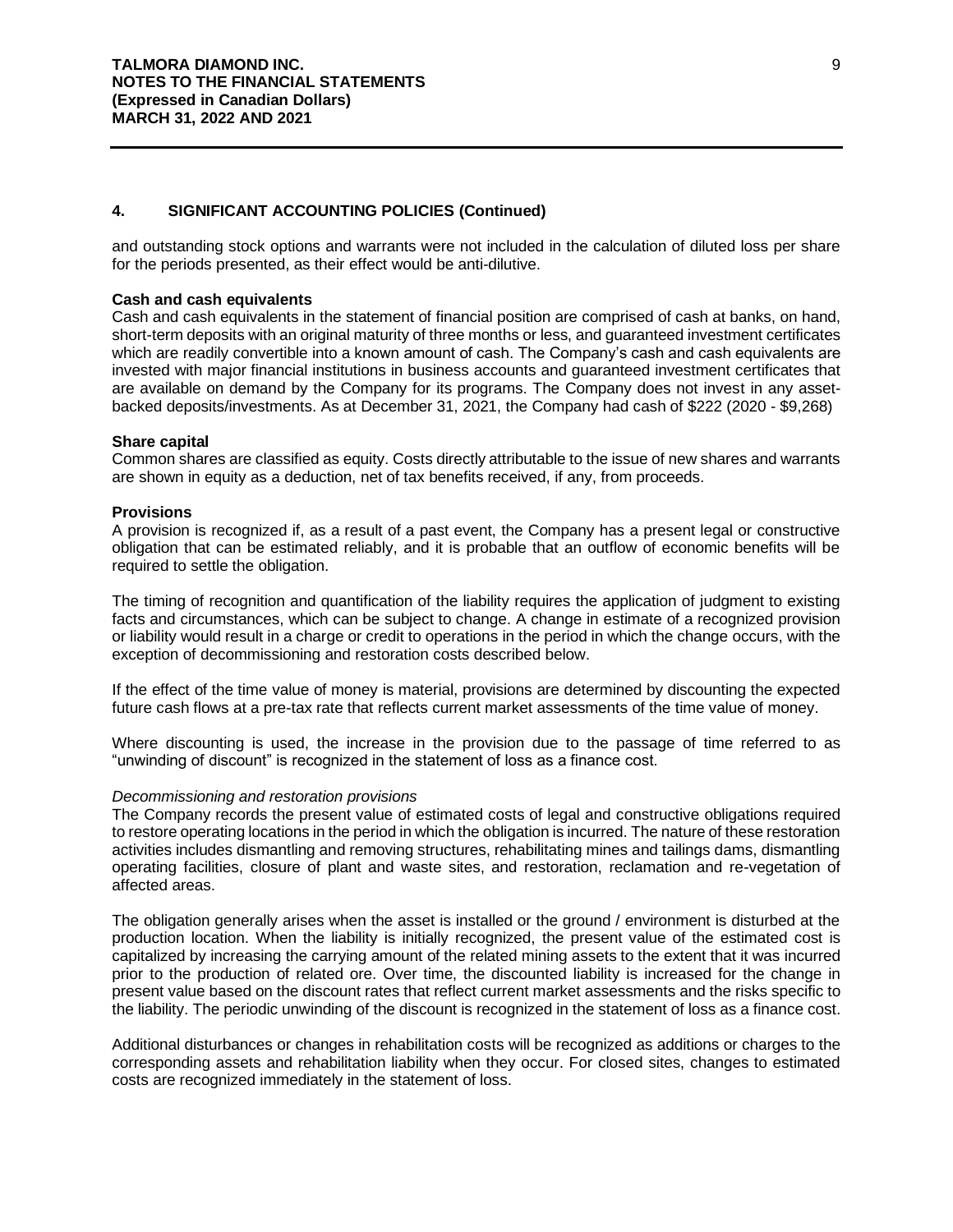## 4. SIGNIFICANT ACCOUNTING POLICIES (Continued)

and outstanding stock options and warrants were not included in the calculation of diluted loss per share for the periods presented, as their effect would be anti-dilutive.

**Cash and cash equivalents**

Cash and cash equivalents in the statement of financial position are comprised of cash at banks, on hand, short-term deposits with an original maturity of three months or less, and guaranteed investment certificates which are readily convertible into a known amount of cash. The Company's cash and cash equivalents are invested with major financial institutions in business accounts and guaranteed investment certificates that are available on demand by the Company for its programs. The Company does not invest in any asset-backed deposits/investments. As at December 31, 2021, the Company had cash of $222 (2020 - $9,268)

**Share capital**

Common shares are classified as equity. Costs directly attributable to the issue of new shares and warrants are shown in equity as a deduction, net of tax benefits received, if any, from proceeds.

**Provisions**

A provision is recognized if, as a result of a past event, the Company has a present legal or constructive obligation that can be estimated reliably, and it is probable that an outflow of economic benefits will be required to settle the obligation.

The timing of recognition and quantification of the liability requires the application of judgment to existing facts and circumstances, which can be subject to change. A change in estimate of a recognized provision or liability would result in a charge or credit to operations in the period in which the change occurs, with the exception of decommissioning and restoration costs described below.

If the effect of the time value of money is material, provisions are determined by discounting the expected future cash flows at a pre-tax rate that reflects current market assessments of the time value of money.

Where discounting is used, the increase in the provision due to the passage of time referred to as "unwinding of discount" is recognized in the statement of loss as a finance cost.

*Decommissioning and restoration provisions*

The Company records the present value of estimated costs of legal and constructive obligations required to restore operating locations in the period in which the obligation is incurred. The nature of these restoration activities includes dismantling and removing structures, rehabilitating mines and tailings dams, dismantling operating facilities, closure of plant and waste sites, and restoration, reclamation and re-vegetation of affected areas.

The obligation generally arises when the asset is installed or the ground / environment is disturbed at the production location. When the liability is initially recognized, the present value of the estimated cost is capitalized by increasing the carrying amount of the related mining assets to the extent that it was incurred prior to the production of related ore. Over time, the discounted liability is increased for the change in present value based on the discount rates that reflect current market assessments and the risks specific to the liability. The periodic unwinding of the discount is recognized in the statement of loss as a finance cost.

Additional disturbances or changes in rehabilitation costs will be recognized as additions or charges to the corresponding assets and rehabilitation liability when they occur. For closed sites, changes to estimated costs are recognized immediately in the statement of loss.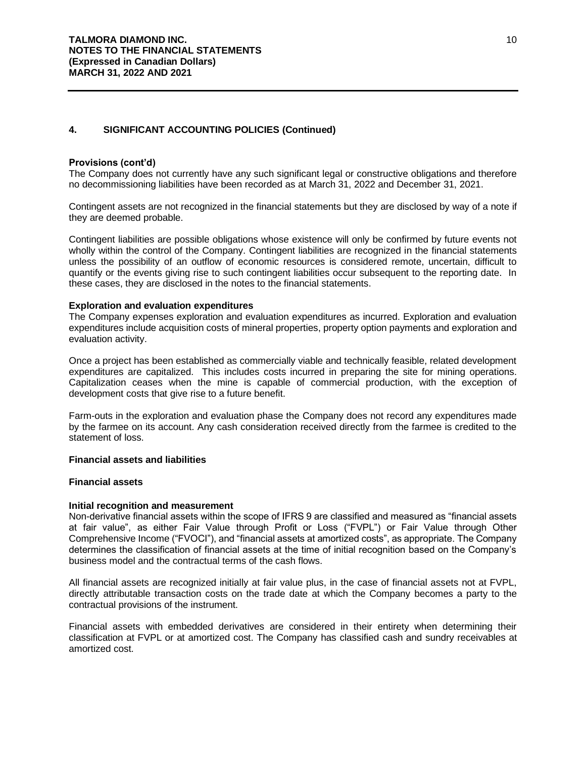## 4. SIGNIFICANT ACCOUNTING POLICIES (Continued)

**Provisions (cont'd)**

The Company does not currently have any such significant legal or constructive obligations and therefore no decommissioning liabilities have been recorded as at March 31, 2022 and December 31, 2021.

Contingent assets are not recognized in the financial statements but they are disclosed by way of a note if they are deemed probable.

Contingent liabilities are possible obligations whose existence will only be confirmed by future events not wholly within the control of the Company. Contingent liabilities are recognized in the financial statements unless the possibility of an outflow of economic resources is considered remote, uncertain, difficult to quantify or the events giving rise to such contingent liabilities occur subsequent to the reporting date. In these cases, they are disclosed in the notes to the financial statements.

**Exploration and evaluation expenditures**

The Company expenses exploration and evaluation expenditures as incurred. Exploration and evaluation expenditures include acquisition costs of mineral properties, property option payments and exploration and evaluation activity.

Once a project has been established as commercially viable and technically feasible, related development expenditures are capitalized. This includes costs incurred in preparing the site for mining operations. Capitalization ceases when the mine is capable of commercial production, with the exception of development costs that give rise to a future benefit.

Farm-outs in the exploration and evaluation phase the Company does not record any expenditures made by the farmee on its account. Any cash consideration received directly from the farmee is credited to the statement of loss.

**Financial assets and liabilities**

**Financial assets**

**Initial recognition and measurement**

Non-derivative financial assets within the scope of IFRS 9 are classified and measured as "financial assets at fair value", as either Fair Value through Profit or Loss ("FVPL") or Fair Value through Other Comprehensive Income ("FVOCI"), and "financial assets at amortized costs", as appropriate. The Company determines the classification of financial assets at the time of initial recognition based on the Company's business model and the contractual terms of the cash flows.

All financial assets are recognized initially at fair value plus, in the case of financial assets not at FVPL, directly attributable transaction costs on the trade date at which the Company becomes a party to the contractual provisions of the instrument.

Financial assets with embedded derivatives are considered in their entirety when determining their classification at FVPL or at amortized cost. The Company has classified cash and sundry receivables at amortized cost.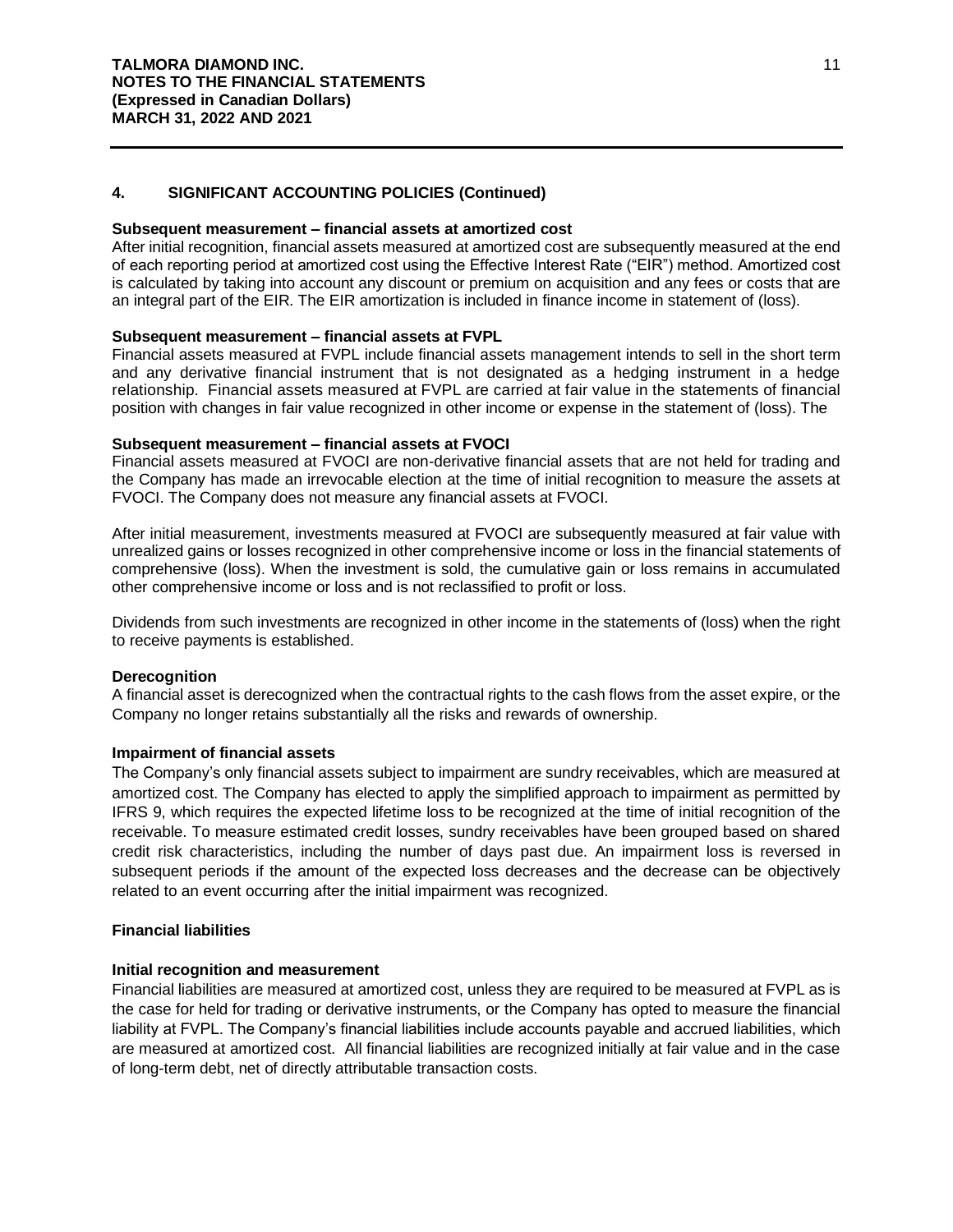## 4. SIGNIFICANT ACCOUNTING POLICIES (Continued)

**Subsequent measurement – financial assets at amortized cost**

After initial recognition, financial assets measured at amortized cost are subsequently measured at the end of each reporting period at amortized cost using the Effective Interest Rate ("EIR") method. Amortized cost is calculated by taking into account any discount or premium on acquisition and any fees or costs that are an integral part of the EIR. The EIR amortization is included in finance income in statement of (loss).

**Subsequent measurement – financial assets at FVPL**

Financial assets measured at FVPL include financial assets management intends to sell in the short term and any derivative financial instrument that is not designated as a hedging instrument in a hedge relationship. Financial assets measured at FVPL are carried at fair value in the statements of financial position with changes in fair value recognized in other income or expense in the statement of (loss). The

**Subsequent measurement – financial assets at FVOCI**

Financial assets measured at FVOCI are non-derivative financial assets that are not held for trading and the Company has made an irrevocable election at the time of initial recognition to measure the assets at FVOCI. The Company does not measure any financial assets at FVOCI.

After initial measurement, investments measured at FVOCI are subsequently measured at fair value with unrealized gains or losses recognized in other comprehensive income or loss in the financial statements of comprehensive (loss). When the investment is sold, the cumulative gain or loss remains in accumulated other comprehensive income or loss and is not reclassified to profit or loss.

Dividends from such investments are recognized in other income in the statements of (loss) when the right to receive payments is established.

**Derecognition**

A financial asset is derecognized when the contractual rights to the cash flows from the asset expire, or the Company no longer retains substantially all the risks and rewards of ownership.

**Impairment of financial assets**

The Company's only financial assets subject to impairment are sundry receivables, which are measured at amortized cost. The Company has elected to apply the simplified approach to impairment as permitted by IFRS 9, which requires the expected lifetime loss to be recognized at the time of initial recognition of the receivable. To measure estimated credit losses, sundry receivables have been grouped based on shared credit risk characteristics, including the number of days past due. An impairment loss is reversed in subsequent periods if the amount of the expected loss decreases and the decrease can be objectively related to an event occurring after the initial impairment was recognized.

**Financial liabilities**

**Initial recognition and measurement**

Financial liabilities are measured at amortized cost, unless they are required to be measured at FVPL as is the case for held for trading or derivative instruments, or the Company has opted to measure the financial liability at FVPL. The Company's financial liabilities include accounts payable and accrued liabilities, which are measured at amortized cost. All financial liabilities are recognized initially at fair value and in the case of long-term debt, net of directly attributable transaction costs.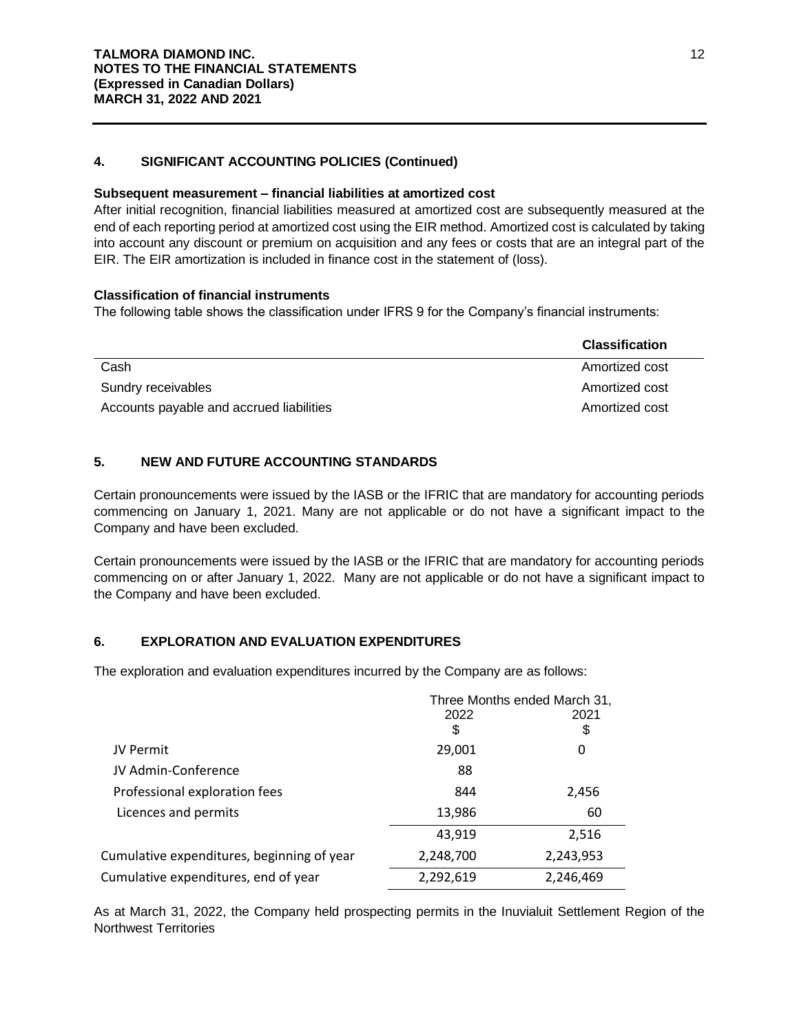## 4. SIGNIFICANT ACCOUNTING POLICIES (Continued)

**Subsequent measurement – financial liabilities at amortized cost**

After initial recognition, financial liabilities measured at amortized cost are subsequently measured at the end of each reporting period at amortized cost using the EIR method. Amortized cost is calculated by taking into account any discount or premium on acquisition and any fees or costs that are an integral part of the EIR. The EIR amortization is included in finance cost in the statement of (loss).

**Classification of financial instruments**

The following table shows the classification under IFRS 9 for the Company's financial instruments:

| | Classification |
|---|---|
| Cash | Amortized cost |
| Sundry receivables | Amortized cost |
| Accounts payable and accrued liabilities | Amortized cost |

## 5. NEW AND FUTURE ACCOUNTING STANDARDS

Certain pronouncements were issued by the IASB or the IFRIC that are mandatory for accounting periods commencing on January 1, 2021. Many are not applicable or do not have a significant impact to the Company and have been excluded.

Certain pronouncements were issued by the IASB or the IFRIC that are mandatory for accounting periods commencing on or after January 1, 2022. Many are not applicable or do not have a significant impact to the Company and have been excluded.

## 6. EXPLORATION AND EVALUATION EXPENDITURES

The exploration and evaluation expenditures incurred by the Company are as follows:

| | Three Months ended March 31, | |
|---|---|---|
| | 2022 | 2021 |
| | $ | $ |
| JV Permit | 29,001 | 0 |
| JV Admin-Conference | 88 | |
| Professional exploration fees | 844 | 2,456 |
| Licences and permits | 13,986 | 60 |
| | 43,919 | 2,516 |
| Cumulative expenditures, beginning of year | 2,248,700 | 2,243,953 |
| Cumulative expenditures, end of year | 2,292,619 | 2,246,469 |

As at March 31, 2022, the Company held prospecting permits in the Inuvialuit Settlement Region of the Northwest Territories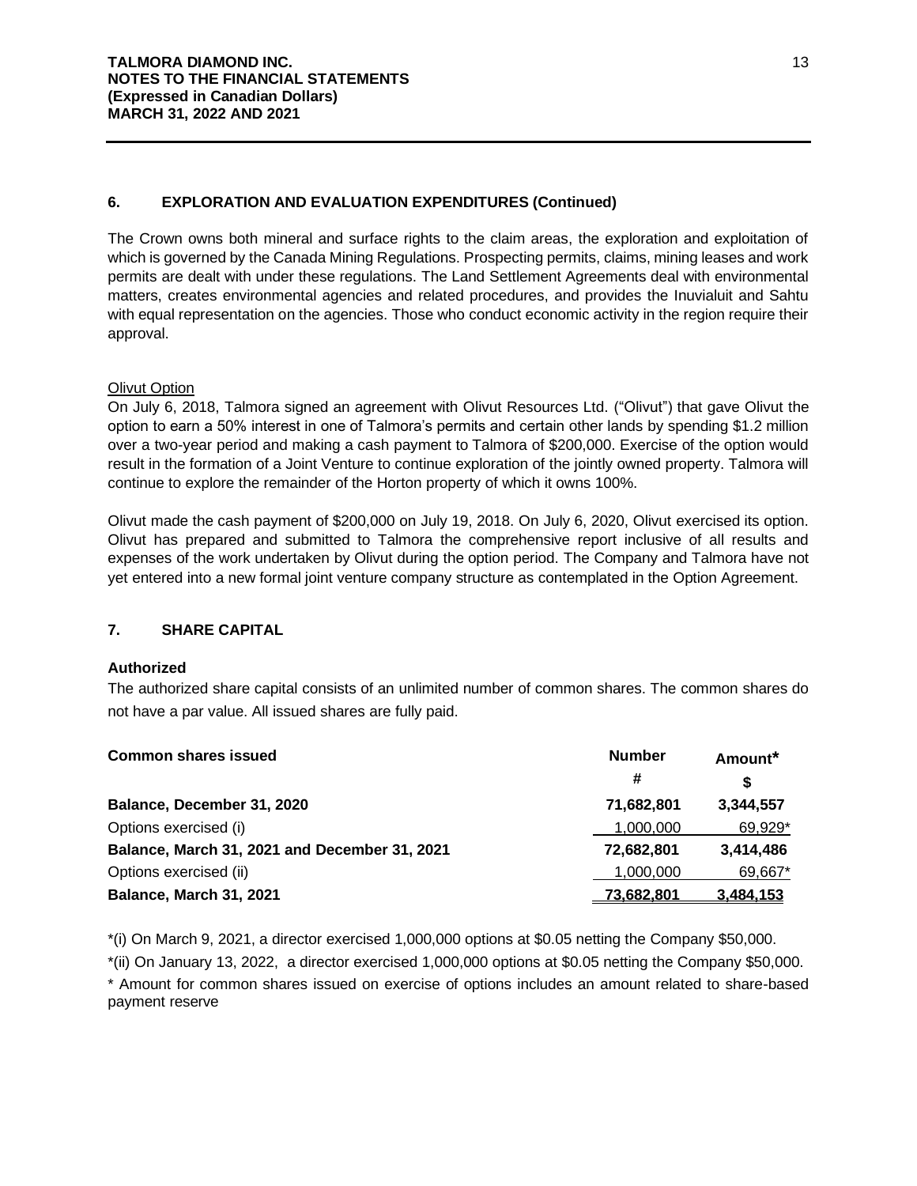## 6. EXPLORATION AND EVALUATION EXPENDITURES (Continued)

The Crown owns both mineral and surface rights to the claim areas, the exploration and exploitation of which is governed by the Canada Mining Regulations. Prospecting permits, claims, mining leases and work permits are dealt with under these regulations. The Land Settlement Agreements deal with environmental matters, creates environmental agencies and related procedures, and provides the Inuvialuit and Sahtu with equal representation on the agencies. Those who conduct economic activity in the region require their approval.

Olivut Option

On July 6, 2018, Talmora signed an agreement with Olivut Resources Ltd. ("Olivut") that gave Olivut the option to earn a 50% interest in one of Talmora's permits and certain other lands by spending $1.2 million over a two-year period and making a cash payment to Talmora of $200,000. Exercise of the option would result in the formation of a Joint Venture to continue exploration of the jointly owned property. Talmora will continue to explore the remainder of the Horton property of which it owns 100%.

Olivut made the cash payment of $200,000 on July 19, 2018. On July 6, 2020, Olivut exercised its option. Olivut has prepared and submitted to Talmora the comprehensive report inclusive of all results and expenses of the work undertaken by Olivut during the option period. The Company and Talmora have not yet entered into a new formal joint venture company structure as contemplated in the Option Agreement.

## 7. SHARE CAPITAL

**Authorized**

The authorized share capital consists of an unlimited number of common shares. The common shares do not have a par value. All issued shares are fully paid.

| **Common shares issued** | **Number** | **Amount*** |
|---|---|---|
| | **#** | **$** |
| **Balance, December 31, 2020** | **71,682,801** | **3,344,557** |
| Options exercised (i) | 1,000,000 | 69,929* |
| **Balance, March 31, 2021 and December 31, 2021** | **72,682,801** | **3,414,486** |
| Options exercised (ii) | 1,000,000 | 69,667* |
| **Balance, March 31, 2021** | **73,682,801** | **3,484,153** |

*(i) On March 9, 2021, a director exercised 1,000,000 options at $0.05 netting the Company $50,000.

*(ii) On January 13, 2022, a director exercised 1,000,000 options at $0.05 netting the Company $50,000.

* Amount for common shares issued on exercise of options includes an amount related to share-based payment reserve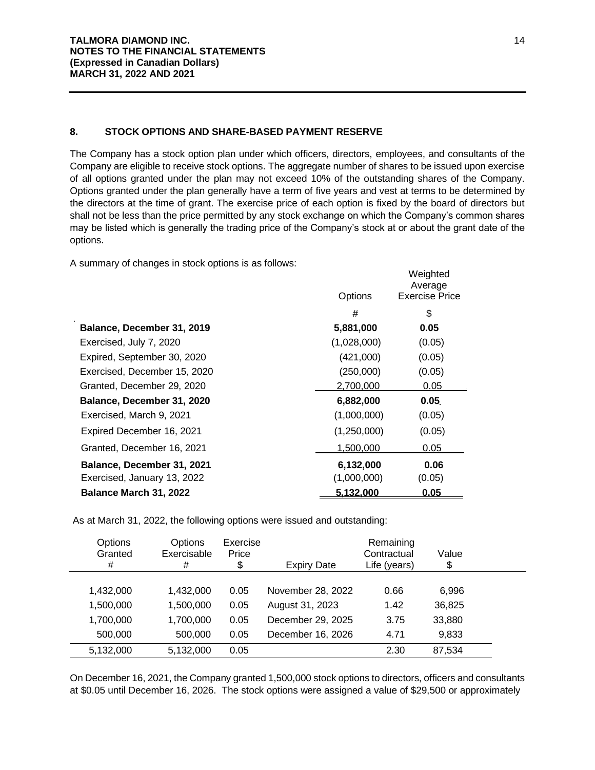## 8. STOCK OPTIONS AND SHARE-BASED PAYMENT RESERVE

The Company has a stock option plan under which officers, directors, employees, and consultants of the Company are eligible to receive stock options. The aggregate number of shares to be issued upon exercise of all options granted under the plan may not exceed 10% of the outstanding shares of the Company. Options granted under the plan generally have a term of five years and vest at terms to be determined by the directors at the time of grant. The exercise price of each option is fixed by the board of directors but shall not be less than the price permitted by any stock exchange on which the Company's common shares may be listed which is generally the trading price of the Company's stock at or about the grant date of the options.

A summary of changes in stock options is as follows:

| | Options | Weighted Average Exercise Price |
|---|---|---|
| | # | $ |
| **Balance, December 31, 2019** | **5,881,000** | **0.05** |
| Exercised, July 7, 2020 | (1,028,000) | (0.05) |
| Expired, September 30, 2020 | (421,000) | (0.05) |
| Exercised, December 15, 2020 | (250,000) | (0.05) |
| Granted, December 29, 2020 | 2,700,000 | 0.05 |
| **Balance, December 31, 2020** | **6,882,000** | **0.05** |
| Exercised, March 9, 2021 | (1,000,000) | (0.05) |
| Expired December 16, 2021 | (1,250,000) | (0.05) |
| Granted, December 16, 2021 | 1,500,000 | 0.05 |
| **Balance, December 31, 2021** | **6,132,000** | **0.06** |
| Exercised, January 13, 2022 | (1,000,000) | (0.05) |
| **Balance March 31, 2022** | **5,132,000** | **0.05** |

As at March 31, 2022, the following options were issued and outstanding:

| Options Granted # | Options Exercisable # | Exercise Price $ | Expiry Date | Remaining Contractual Life (years) | Value $ |
|---|---|---|---|---|---|
| 1,432,000 | 1,432,000 | 0.05 | November 28, 2022 | 0.66 | 6,996 |
| 1,500,000 | 1,500,000 | 0.05 | August 31, 2023 | 1.42 | 36,825 |
| 1,700,000 | 1,700,000 | 0.05 | December 29, 2025 | 3.75 | 33,880 |
| 500,000 | 500,000 | 0.05 | December 16, 2026 | 4.71 | 9,833 |
| 5,132,000 | 5,132,000 | 0.05 | | 2.30 | 87,534 |

On December 16, 2021, the Company granted 1,500,000 stock options to directors, officers and consultants at $0.05 until December 16, 2026. The stock options were assigned a value of $29,500 or approximately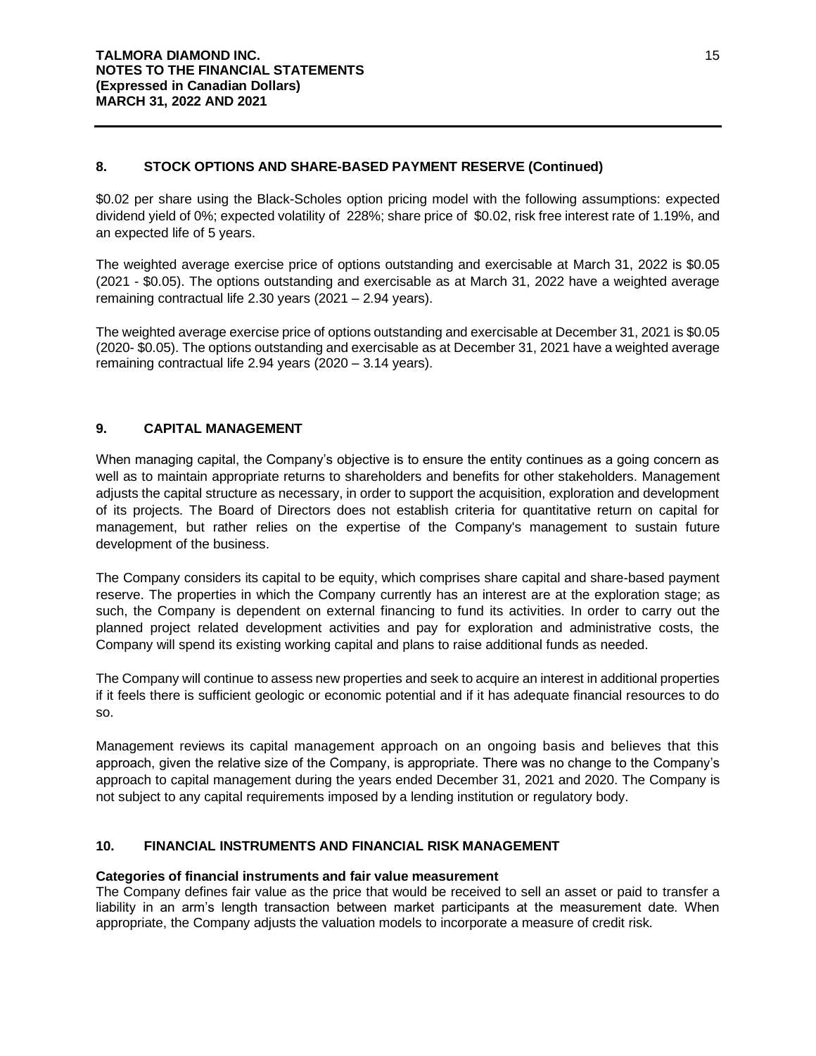## 8. STOCK OPTIONS AND SHARE-BASED PAYMENT RESERVE (Continued)

\$0.02 per share using the Black-Scholes option pricing model with the following assumptions: expected dividend yield of 0%; expected volatility of 228%; share price of \$0.02, risk free interest rate of 1.19%, and an expected life of 5 years.

The weighted average exercise price of options outstanding and exercisable at March 31, 2022 is \$0.05 (2021 - \$0.05). The options outstanding and exercisable as at March 31, 2022 have a weighted average remaining contractual life 2.30 years (2021 – 2.94 years).

The weighted average exercise price of options outstanding and exercisable at December 31, 2021 is \$0.05 (2020- \$0.05). The options outstanding and exercisable as at December 31, 2021 have a weighted average remaining contractual life 2.94 years (2020 – 3.14 years).

## 9. CAPITAL MANAGEMENT

When managing capital, the Company's objective is to ensure the entity continues as a going concern as well as to maintain appropriate returns to shareholders and benefits for other stakeholders. Management adjusts the capital structure as necessary, in order to support the acquisition, exploration and development of its projects. The Board of Directors does not establish criteria for quantitative return on capital for management, but rather relies on the expertise of the Company's management to sustain future development of the business.

The Company considers its capital to be equity, which comprises share capital and share-based payment reserve. The properties in which the Company currently has an interest are at the exploration stage; as such, the Company is dependent on external financing to fund its activities. In order to carry out the planned project related development activities and pay for exploration and administrative costs, the Company will spend its existing working capital and plans to raise additional funds as needed.

The Company will continue to assess new properties and seek to acquire an interest in additional properties if it feels there is sufficient geologic or economic potential and if it has adequate financial resources to do so.

Management reviews its capital management approach on an ongoing basis and believes that this approach, given the relative size of the Company, is appropriate. There was no change to the Company's approach to capital management during the years ended December 31, 2021 and 2020. The Company is not subject to any capital requirements imposed by a lending institution or regulatory body.

## 10. FINANCIAL INSTRUMENTS AND FINANCIAL RISK MANAGEMENT

**Categories of financial instruments and fair value measurement**

The Company defines fair value as the price that would be received to sell an asset or paid to transfer a liability in an arm's length transaction between market participants at the measurement date. When appropriate, the Company adjusts the valuation models to incorporate a measure of credit risk.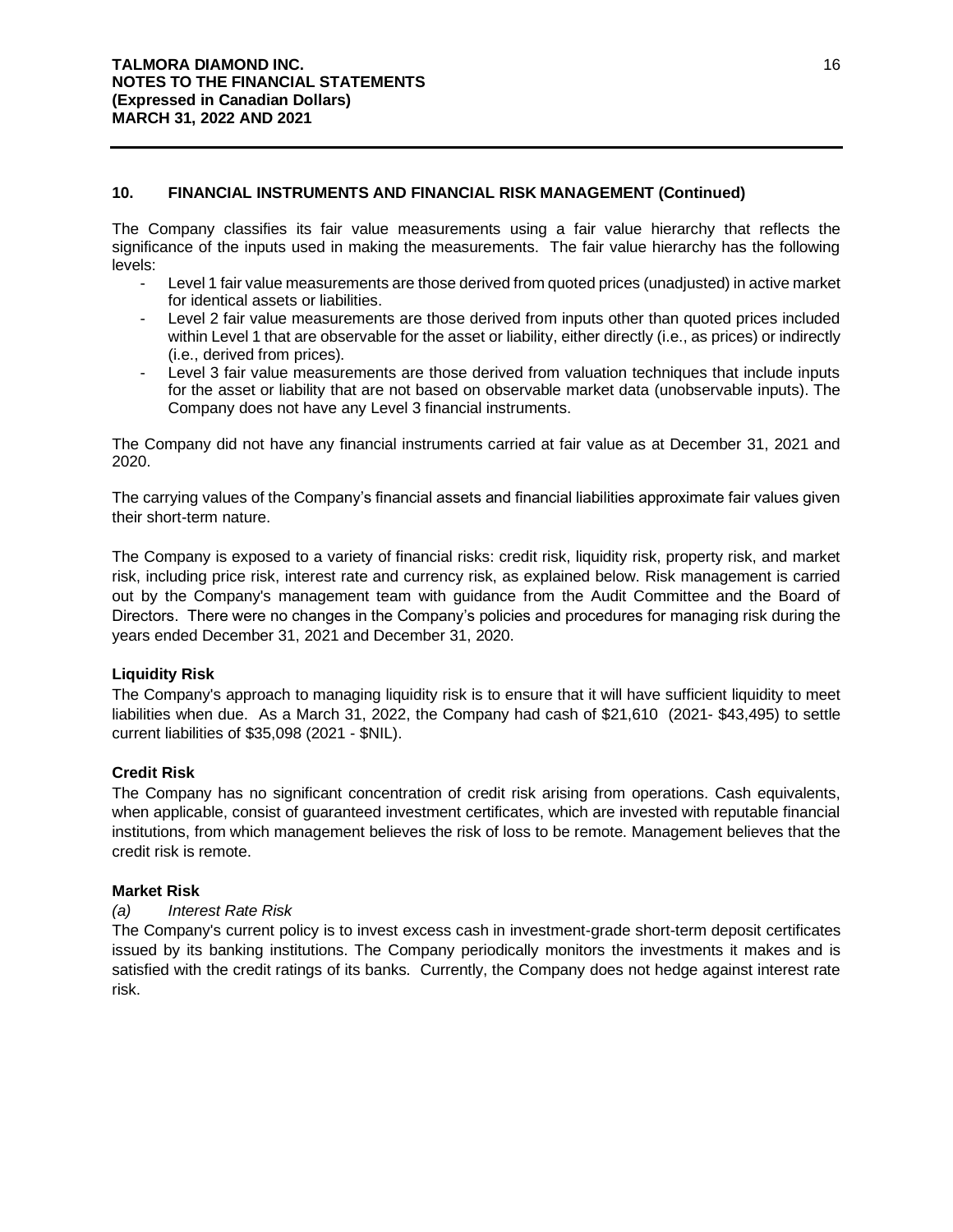## 10. FINANCIAL INSTRUMENTS AND FINANCIAL RISK MANAGEMENT (Continued)

The Company classifies its fair value measurements using a fair value hierarchy that reflects the significance of the inputs used in making the measurements. The fair value hierarchy has the following levels:

- Level 1 fair value measurements are those derived from quoted prices (unadjusted) in active market for identical assets or liabilities.
- Level 2 fair value measurements are those derived from inputs other than quoted prices included within Level 1 that are observable for the asset or liability, either directly (i.e., as prices) or indirectly (i.e., derived from prices).
- Level 3 fair value measurements are those derived from valuation techniques that include inputs for the asset or liability that are not based on observable market data (unobservable inputs). The Company does not have any Level 3 financial instruments.

The Company did not have any financial instruments carried at fair value as at December 31, 2021 and 2020.

The carrying values of the Company's financial assets and financial liabilities approximate fair values given their short-term nature.

The Company is exposed to a variety of financial risks: credit risk, liquidity risk, property risk, and market risk, including price risk, interest rate and currency risk, as explained below. Risk management is carried out by the Company's management team with guidance from the Audit Committee and the Board of Directors. There were no changes in the Company's policies and procedures for managing risk during the years ended December 31, 2021 and December 31, 2020.

### Liquidity Risk

The Company's approach to managing liquidity risk is to ensure that it will have sufficient liquidity to meet liabilities when due. As a March 31, 2022, the Company had cash of $21,610 (2021- $43,495) to settle current liabilities of $35,098 (2021 - $NIL).

### Credit Risk

The Company has no significant concentration of credit risk arising from operations. Cash equivalents, when applicable, consist of guaranteed investment certificates, which are invested with reputable financial institutions, from which management believes the risk of loss to be remote. Management believes that the credit risk is remote.

### Market Risk

*(a) Interest Rate Risk*

The Company's current policy is to invest excess cash in investment-grade short-term deposit certificates issued by its banking institutions. The Company periodically monitors the investments it makes and is satisfied with the credit ratings of its banks. Currently, the Company does not hedge against interest rate risk.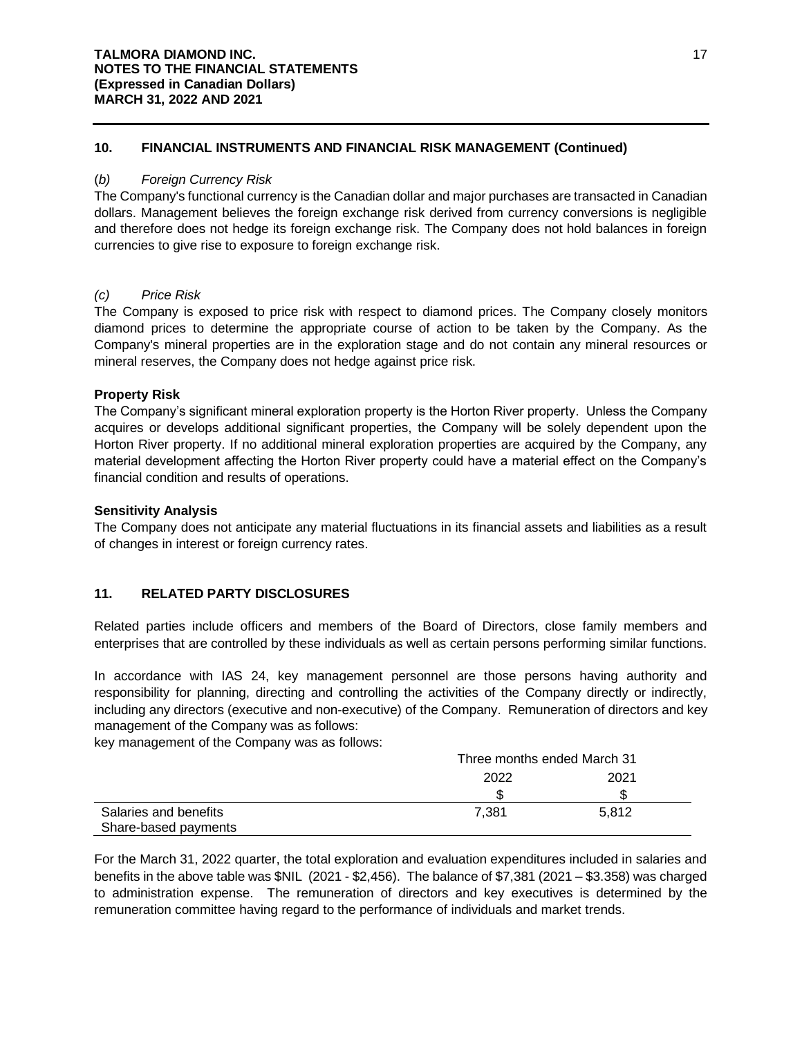## 10. FINANCIAL INSTRUMENTS AND FINANCIAL RISK MANAGEMENT (Continued)

(*b*) *Foreign Currency Risk*

The Company's functional currency is the Canadian dollar and major purchases are transacted in Canadian dollars. Management believes the foreign exchange risk derived from currency conversions is negligible and therefore does not hedge its foreign exchange risk. The Company does not hold balances in foreign currencies to give rise to exposure to foreign exchange risk.

*(c) Price Risk*

The Company is exposed to price risk with respect to diamond prices. The Company closely monitors diamond prices to determine the appropriate course of action to be taken by the Company. As the Company's mineral properties are in the exploration stage and do not contain any mineral resources or mineral reserves, the Company does not hedge against price risk.

**Property Risk**

The Company's significant mineral exploration property is the Horton River property. Unless the Company acquires or develops additional significant properties, the Company will be solely dependent upon the Horton River property. If no additional mineral exploration properties are acquired by the Company, any material development affecting the Horton River property could have a material effect on the Company's financial condition and results of operations.

**Sensitivity Analysis**

The Company does not anticipate any material fluctuations in its financial assets and liabilities as a result of changes in interest or foreign currency rates.

## 11. RELATED PARTY DISCLOSURES

Related parties include officers and members of the Board of Directors, close family members and enterprises that are controlled by these individuals as well as certain persons performing similar functions.

In accordance with IAS 24, key management personnel are those persons having authority and responsibility for planning, directing and controlling the activities of the Company directly or indirectly, including any directors (executive and non-executive) of the Company. Remuneration of directors and key management of the Company was as follows:
key management of the Company was as follows:

| | Three months ended March 31 | |
|---|---|---|
| | 2022 | 2021 |
| | $ | $ |
| Salaries and benefits | 7,381 | 5,812 |
| Share-based payments | | |

For the March 31, 2022 quarter, the total exploration and evaluation expenditures included in salaries and benefits in the above table was $NIL (2021 - $2,456). The balance of $7,381 (2021 – $3.358) was charged to administration expense. The remuneration of directors and key executives is determined by the remuneration committee having regard to the performance of individuals and market trends.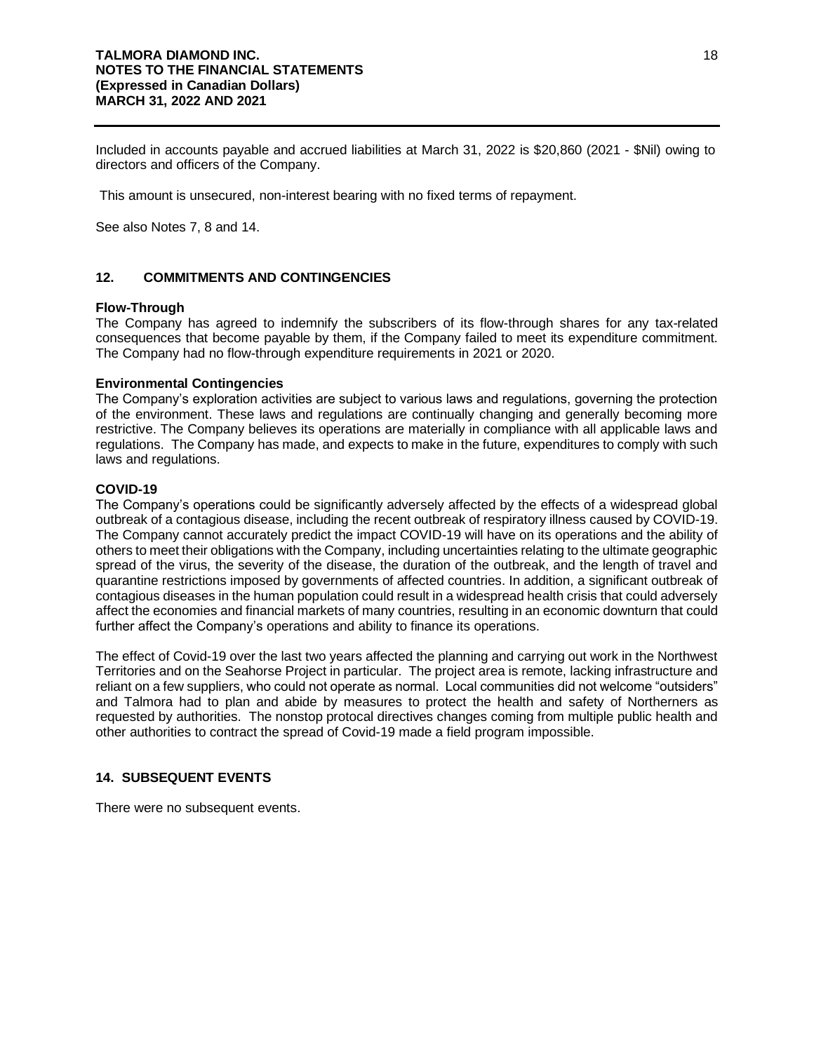Included in accounts payable and accrued liabilities at March 31, 2022 is $20,860 (2021 - $Nil) owing to directors and officers of the Company.

This amount is unsecured, non-interest bearing with no fixed terms of repayment.

See also Notes 7, 8 and 14.

## 12. COMMITMENTS AND CONTINGENCIES

**Flow-Through**

The Company has agreed to indemnify the subscribers of its flow-through shares for any tax-related consequences that become payable by them, if the Company failed to meet its expenditure commitment. The Company had no flow-through expenditure requirements in 2021 or 2020.

**Environmental Contingencies**

The Company's exploration activities are subject to various laws and regulations, governing the protection of the environment. These laws and regulations are continually changing and generally becoming more restrictive. The Company believes its operations are materially in compliance with all applicable laws and regulations. The Company has made, and expects to make in the future, expenditures to comply with such laws and regulations.

**COVID-19**

The Company's operations could be significantly adversely affected by the effects of a widespread global outbreak of a contagious disease, including the recent outbreak of respiratory illness caused by COVID-19. The Company cannot accurately predict the impact COVID-19 will have on its operations and the ability of others to meet their obligations with the Company, including uncertainties relating to the ultimate geographic spread of the virus, the severity of the disease, the duration of the outbreak, and the length of travel and quarantine restrictions imposed by governments of affected countries. In addition, a significant outbreak of contagious diseases in the human population could result in a widespread health crisis that could adversely affect the economies and financial markets of many countries, resulting in an economic downturn that could further affect the Company's operations and ability to finance its operations.

The effect of Covid-19 over the last two years affected the planning and carrying out work in the Northwest Territories and on the Seahorse Project in particular. The project area is remote, lacking infrastructure and reliant on a few suppliers, who could not operate as normal. Local communities did not welcome "outsiders" and Talmora had to plan and abide by measures to protect the health and safety of Northerners as requested by authorities. The nonstop protocal directives changes coming from multiple public health and other authorities to contract the spread of Covid-19 made a field program impossible.

## 14. SUBSEQUENT EVENTS

There were no subsequent events.